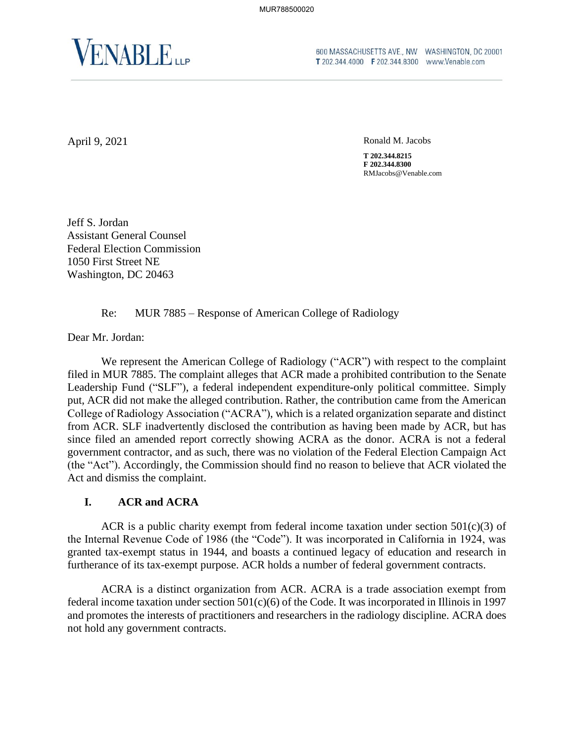**VENABLE** LLP

600 MASSACHUSETTS AVE., NW WASHINGTON, DC 20001
T 202.344.4000 F 202.344.8300 www.Venable.com

April 9, 2021

Ronald M. Jacobs

**T 202.344.8215**
**F 202.344.8300**
RMJacobs@Venable.com

Jeff S. Jordan
Assistant General Counsel
Federal Election Commission
1050 First Street NE
Washington, DC 20463

Re: MUR 7885 – Response of American College of Radiology

Dear Mr. Jordan:

We represent the American College of Radiology ("ACR") with respect to the complaint filed in MUR 7885. The complaint alleges that ACR made a prohibited contribution to the Senate Leadership Fund ("SLF"), a federal independent expenditure-only political committee. Simply put, ACR did not make the alleged contribution. Rather, the contribution came from the American College of Radiology Association ("ACRA"), which is a related organization separate and distinct from ACR. SLF inadvertently disclosed the contribution as having been made by ACR, but has since filed an amended report correctly showing ACRA as the donor. ACRA is not a federal government contractor, and as such, there was no violation of the Federal Election Campaign Act (the "Act"). Accordingly, the Commission should find no reason to believe that ACR violated the Act and dismiss the complaint.

## I. ACR and ACRA

ACR is a public charity exempt from federal income taxation under section 501(c)(3) of the Internal Revenue Code of 1986 (the "Code"). It was incorporated in California in 1924, was granted tax-exempt status in 1944, and boasts a continued legacy of education and research in furtherance of its tax-exempt purpose. ACR holds a number of federal government contracts.

ACRA is a distinct organization from ACR. ACRA is a trade association exempt from federal income taxation under section 501(c)(6) of the Code. It was incorporated in Illinois in 1997 and promotes the interests of practitioners and researchers in the radiology discipline. ACRA does not hold any government contracts.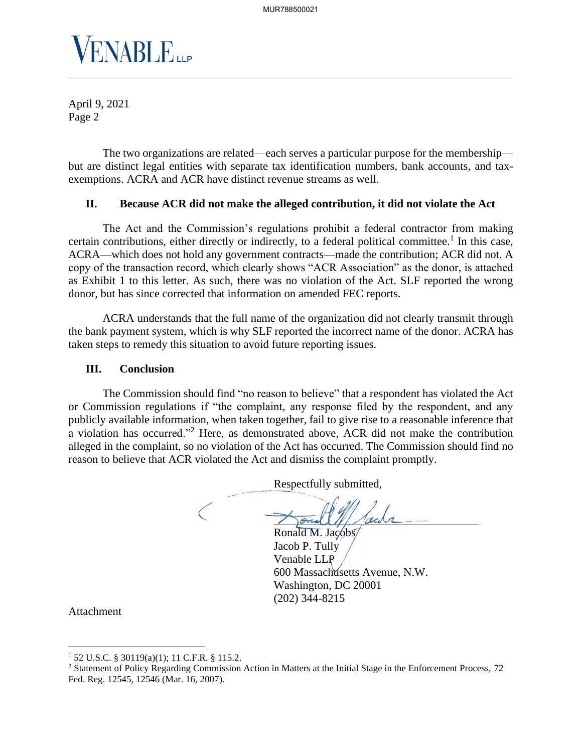The two organizations are related—each serves a particular purpose for the membership—but are distinct legal entities with separate tax identification numbers, bank accounts, and tax-exemptions. ACRA and ACR have distinct revenue streams as well.

## II. Because ACR did not make the alleged contribution, it did not violate the Act

The Act and the Commission's regulations prohibit a federal contractor from making certain contributions, either directly or indirectly, to a federal political committee.[1] In this case, ACRA—which does not hold any government contracts—made the contribution; ACR did not. A copy of the transaction record, which clearly shows "ACR Association" as the donor, is attached as Exhibit 1 to this letter. As such, there was no violation of the Act. SLF reported the wrong donor, but has since corrected that information on amended FEC reports.

ACRA understands that the full name of the organization did not clearly transmit through the bank payment system, which is why SLF reported the incorrect name of the donor. ACRA has taken steps to remedy this situation to avoid future reporting issues.

## III. Conclusion

The Commission should find "no reason to believe" that a respondent has violated the Act or Commission regulations if "the complaint, any response filed by the respondent, and any publicly available information, when taken together, fail to give rise to a reasonable inference that a violation has occurred."[2] Here, as demonstrated above, ACR did not make the contribution alleged in the complaint, so no violation of the Act has occurred. The Commission should find no reason to believe that ACR violated the Act and dismiss the complaint promptly.

Respectfully submitted,

Ronald M. Jacobs
Jacob P. Tully
Venable LLP
600 Massachusetts Avenue, N.W.
Washington, DC 20001
(202) 344-8215

Attachment

---

[1] 52 U.S.C. § 30119(a)(1); 11 C.F.R. § 115.2.

[2] Statement of Policy Regarding Commission Action in Matters at the Initial Stage in the Enforcement Process, 72 Fed. Reg. 12545, 12546 (Mar. 16, 2007).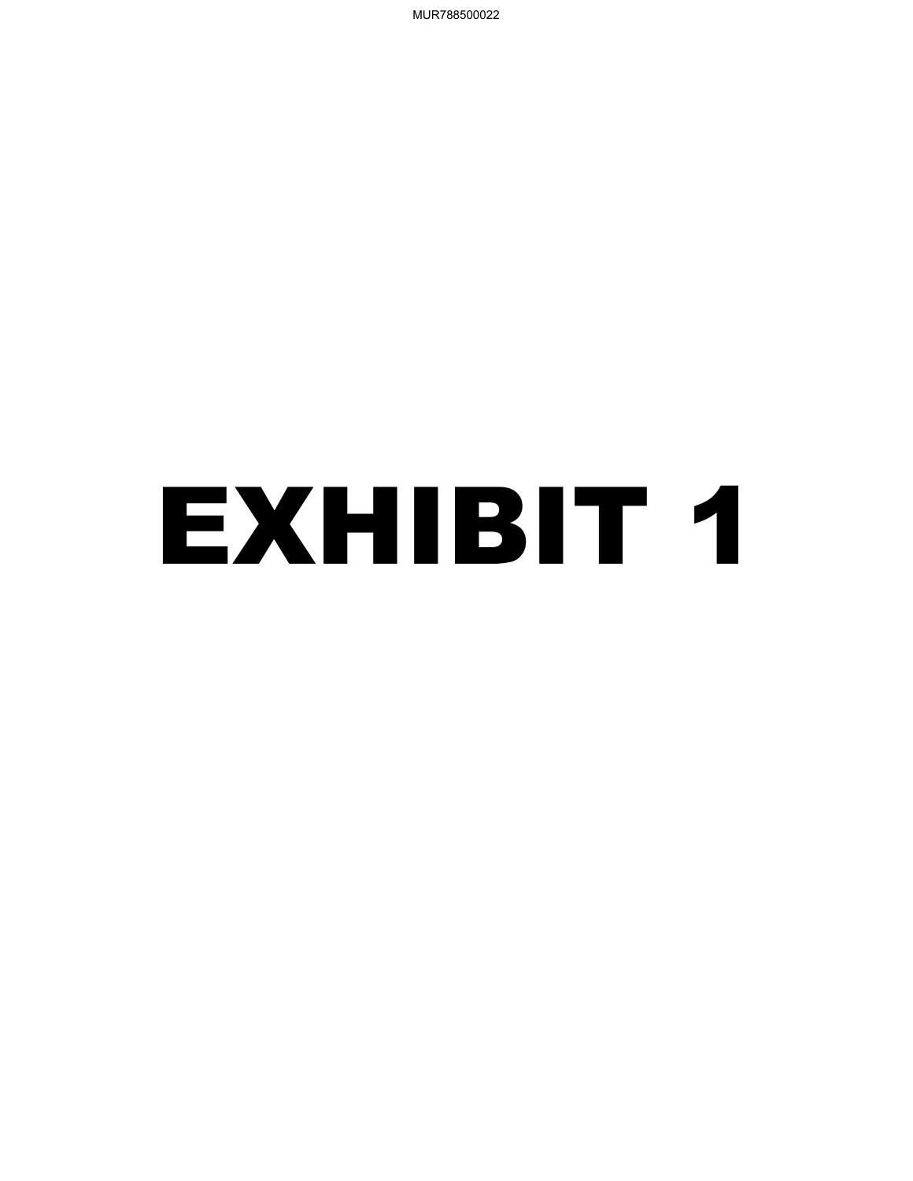# EXHIBIT 1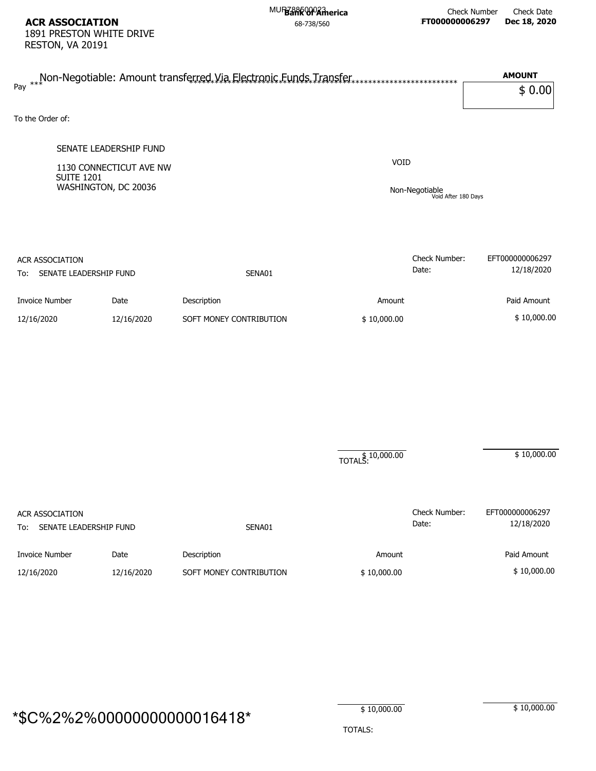MUR788600023

**ACR ASSOCIATION**
1891 PRESTON WHITE DRIVE
RESTON, VA 20191

**Bank of America**
68-738/560

| Check Number | Check Date |
|---|---|
| **EFT000000006297** | **Dec 18, 2020** |

Pay ***Non-Negotiable: Amount transferred Via Electronic Funds Transfer*************************************************

**AMOUNT**
$ 0.00

To the Order of:

SENATE LEADERSHIP FUND
1130 CONNECTICUT AVE NW
SUITE 1201
WASHINGTON, DC 20036

VOID

Non-Negotiable
Void After 180 Days

ACR ASSOCIATION
To: SENATE LEADERSHIP FUND SENA01

Check Number: EFT000000006297
Date: 12/18/2020

| Invoice Number | Date | Description | Amount | Paid Amount |
|---|---|---|---|---|
| 12/16/2020 | 12/16/2020 | SOFT MONEY CONTRIBUTION | $ 10,000.00 | $ 10,000.00 |
| | | TOTALS: | $ 10,000.00 | $ 10,000.00 |

ACR ASSOCIATION
To: SENATE LEADERSHIP FUND SENA01

Check Number: EFT000000006297
Date: 12/18/2020

| Invoice Number | Date | Description | Amount | Paid Amount |
|---|---|---|---|---|
| 12/16/2020 | 12/16/2020 | SOFT MONEY CONTRIBUTION | $ 10,000.00 | $ 10,000.00 |
| | | TOTALS: | $ 10,000.00 | $ 10,000.00 |

*$C%2%2%00000000000016418*